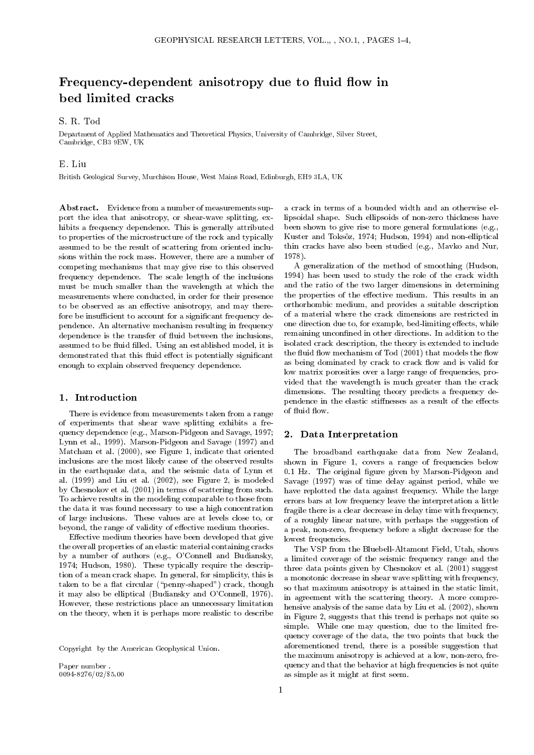# Frequency-dependent anisotropy due to fluid flow in bed limited cracks

S. R. Tod

Department of Applied Mathematics and Theoretical Physics, University of Cambridge, Silver Street, Cambridge, CB3 9EW, UK

E. Liu

British Geological Survey, Murchison House, West Mains Road, Edinburgh, EH9 3LA, UK

**Abstract.** Evidence from a number of measurements support the idea that anisotropy, or shear-wave splitting, exhibits a frequency dependence. This is generally attributed to properties of the microstructure of the rock and typically assumed to be the result of scattering from oriented inclusions within the rock mass. However, there are a number of competing mechanisms that may give rise to this observed frequency dependence. The scale length of the inclusions must be much smaller than the wavelength at which the measurements where conducted, in order for their presence to be observed as an effective anisotropy, and may therefore be insufficient to account for a significant frequency dependence. An alternative mechanism resulting in frequency dependence is the transfer of fluid between the inclusions, assumed to be fluid filled. Using an established model, it is demonstrated that this fluid effect is potentially significant enough to explain observed frequency dependence.

## 1. Introduction

There is evidence from measurements taken from a range of experiments that shear wave splitting exhibits a frequency dependence (e.g., Marson-Pidgeon and Savage, 1997; Lynn et al., 1999). Marson-Pidgeon and Savage (1997) and Matcham et al. (2000), see Figure 1, indicate that oriented inclusions are the most likely cause of the observed results in the earthquake data, and the seismic data of Lynn et al. (1999) and Liu et al. (2002), see Figure 2, is modeled by Chesnokov et al. (2001) in terms of scattering from such. To achieve results in the modeling comparable to those from the data it was found necessary to use a high concentration of large inclusions. These values are at levels close to, or beyond, the range of validity of effective medium theories.

Effective medium theories have been developed that give the overall properties of an elastic material containing cracks by a number of authors (e.g., O'Connell and Budiansky, 1974; Hudson, 1980). These typically require the description of a mean crack shape. In general, for simplicity, this is taken to be a flat circular ("penny-shaped") crack, though it may also be elliptical (Budiansky and O'Connell, 1976). However, these restrictions place an unnecessary limitation on the theory, when it is perhaps more realistic to describe a crack in terms of a bounded width and an otherwise ellipsoidal shape. Such ellipsoids of non-zero thickness have been shown to give rise to more general formulations (e.g., Kuster and Toksöz, 1974; Hudson, 1994) and non-elliptical thin cracks have also been studied (e.g., Mavko and Nur, 1978).

A generalization of the method of smoothing (Hudson, 1994) has been used to study the role of the crack width and the ratio of the two larger dimensions in determining the properties of the effective medium. This results in an orthorhombic medium, and provides a suitable description of a material where the crack dimensions are restricted in one direction due to, for example, bed-limiting effects, while remaining unconfined in other directions. In addition to the isolated crack description, the theory is extended to include the fluid flow mechanism of Tod (2001) that models the flow as being dominated by crack to crack flow and is valid for low matrix porosities over a large range of frequencies, provided that the wavelength is much greater than the crack dimensions. The resulting theory predicts a frequency dependence in the elastic stiffnesses as a result of the effects of fluid flow.

## 2. Data Interpretation

The broadband earthquake data from New Zealand, shown in Figure 1, covers a range of frequencies below 0.1 Hz. The original figure given by Marson-Pidgeon and Savage (1997) was of time delay against period, while we have replotted the data against frequency. While the large errors bars at low frequency leave the interpretation a little fragile there is a clear decrease in delay time with frequency, of a roughly linear nature, with perhaps the suggestion of a peak, non-zero, frequency before a slight decrease for the lowest frequencies.

The VSP from the Bluebell-Altamont Field, Utah, shows a limited coverage of the seismic frequency range and the three data points given by Chesnokov et al. (2001) suggest a monotonic decrease in shear wave splitting with frequency, so that maximum anisotropy is attained in the static limit, in agreement with the scattering theory. A more comprehensive analysis of the same data by Liu et al. (2002), shown in Figure 2, suggests that this trend is perhaps not quite so simple. While one may question, due to the limited frequency coverage of the data, the two points that buck the aforementioned trend, there is a possible suggestion that the maximum anisotropy is achieved at a low, non-zero, frequency and that the behavior at high frequencies is not quite as simple as it might at first seem.

Copyright by the American Geophysical Union.

Paper number .
0094-8276/02/$5.00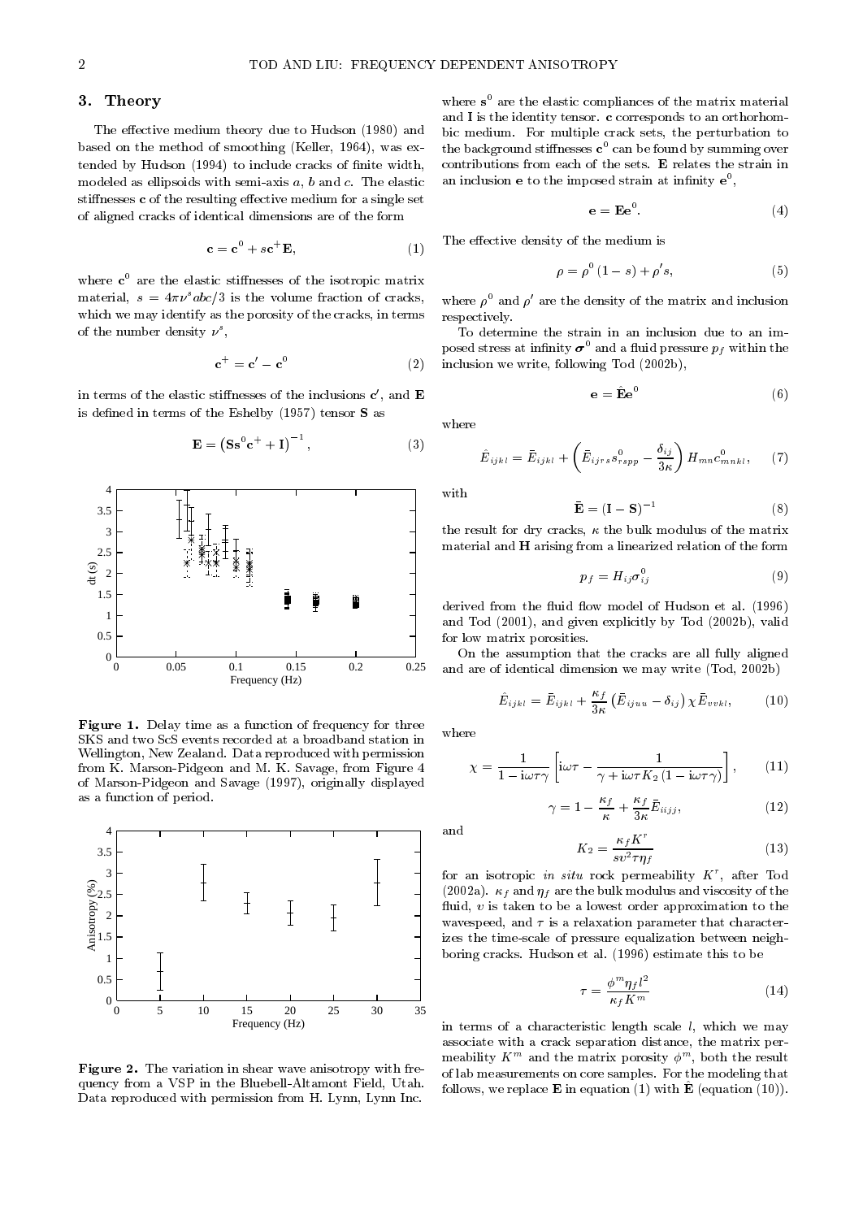## 3. Theory

The effective medium theory due to Hudson (1980) and based on the method of smoothing (Keller, 1964), was extended by Hudson (1994) to include cracks of finite width, modeled as ellipsoids with semi-axis $a$, $b$ and $c$. The elastic stiffnesses $\mathbf{c}$ of the resulting effective medium for a single set of aligned cracks of identical dimensions are of the form

$$\mathbf{c} = \mathbf{c}^0 + s\mathbf{c}^+\mathbf{E}, \tag{1}$$

where $\mathbf{c}^0$ are the elastic stiffnesses of the isotropic matrix material, $s = 4\pi\nu^s abc/3$ is the volume fraction of cracks, which we may identify as the porosity of the cracks, in terms of the number density $\nu^s$,

$$\mathbf{c}^+ = \mathbf{c}' - \mathbf{c}^0 \tag{2}$$

in terms of the elastic stiffnesses of the inclusions $\mathbf{c}'$, and $\mathbf{E}$ is defined in terms of the Eshelby (1957) tensor $\mathbf{S}$ as

$$\mathbf{E} = \left(\mathbf{S}\mathbf{s}^0\mathbf{c}^+ + \mathbf{I}\right)^{-1}, \tag{3}$$

**Figure 1.** Delay time as a function of frequency for three SKS and two ScS events recorded at a broadband station in Wellington, New Zealand. Data reproduced with permission from K. Marson-Pidgeon and M. K. Savage, from Figure 4 of Marson-Pidgeon and Savage (1997), originally displayed as a function of period.

**Figure 2.** The variation in shear wave anisotropy with frequency from a VSP in the Bluebell-Altamont Field, Utah. Data reproduced with permission from H. Lynn, Lynn Inc.

where $\mathbf{s}^0$ are the elastic compliances of the matrix material and $\mathbf{I}$ is the identity tensor. $\mathbf{c}$ corresponds to an orthorhombic medium. For multiple crack sets, the perturbation to the background stiffnesses $\mathbf{c}^0$ can be found by summing over contributions from each of the sets. $\mathbf{E}$ relates the strain in an inclusion $\mathbf{e}$ to the imposed strain at infinity $\mathbf{e}^0$,

$$\mathbf{e} = \mathbf{E}\mathbf{e}^0. \tag{4}$$

The effective density of the medium is

$$\rho = \rho^0(1 - s) + \rho' s, \tag{5}$$

where $\rho^0$ and $\rho'$ are the density of the matrix and inclusion respectively.

To determine the strain in an inclusion due to an imposed stress at infinity $\boldsymbol{\sigma}^0$ and a fluid pressure $p_f$ within the inclusion we write, following Tod (2002b),

$$\mathbf{e} = \hat{\mathbf{E}}\mathbf{e}^0 \tag{6}$$

where

$$\hat{E}_{ijkl} = \bar{E}_{ijkl} + \left(\bar{E}_{ijrs}s^0_{rspp} - \frac{\delta_{ij}}{3\kappa}\right) H_{mn} c^0_{mnkl}, \tag{7}$$

with

$$\bar{\mathbf{E}} = (\mathbf{I} - \mathbf{S})^{-1} \tag{8}$$

the result for dry cracks, $\kappa$ the bulk modulus of the matrix material and $\mathbf{H}$ arising from a linearized relation of the form

$$p_f = H_{ij}\sigma^0_{ij} \tag{9}$$

derived from the fluid flow model of Hudson et al. (1996) and Tod (2001), and given explicitly by Tod (2002b), valid for low matrix porosities.

On the assumption that the cracks are all fully aligned and are of identical dimension we may write (Tod, 2002b)

$$\hat{E}_{ijkl} = \bar{E}_{ijkl} + \frac{\kappa_f}{3\kappa}\left(\bar{E}_{ijuu} - \delta_{ij}\right)\chi\bar{E}_{vvkl}, \tag{10}$$

where

$$\chi = \frac{1}{1 - \mathrm{i}\omega\tau\gamma}\left[\mathrm{i}\omega\tau - \frac{1}{\gamma + \mathrm{i}\omega\tau K_2(1 - \mathrm{i}\omega\tau\gamma)}\right], \tag{11}$$

$$\gamma = 1 - \frac{\kappa_f}{\kappa} + \frac{\kappa_f}{3\kappa}\bar{E}_{iijj}, \tag{12}$$

and

$$K_2 = \frac{\kappa_f K^r}{s v^2 \tau \eta_f} \tag{13}$$

for an isotropic *in situ* rock permeability $K^r$, after Tod (2002a). $\kappa_f$ and $\eta_f$ are the bulk modulus and viscosity of the fluid, $v$ is taken to be a lowest order approximation to the wavespeed, and $\tau$ is a relaxation parameter that characterizes the time-scale of pressure equalization between neighboring cracks. Hudson et al. (1996) estimate this to be

$$\tau = \frac{\phi^m \eta_f l^2}{\kappa_f K^m} \tag{14}$$

in terms of a characteristic length scale $l$, which we may associate with a crack separation distance, the matrix permeability $K^m$ and the matrix porosity $\phi^m$, both the result of lab measurements on core samples. For the modeling that follows, we replace $\mathbf{E}$ in equation (1) with $\hat{\mathbf{E}}$ (equation (10)).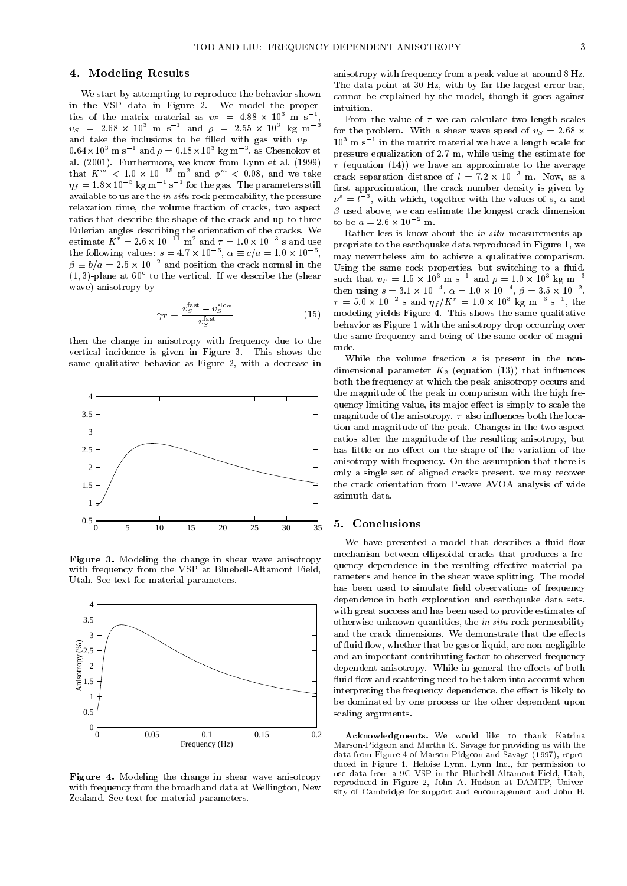## 4. Modeling Results

We start by attempting to reproduce the behavior shown in the VSP data in Figure 2. We model the properties of the matrix material as $v_P = 4.88 \times 10^3$ m s$^{-1}$, $v_S = 2.68 \times 10^3$ m s$^{-1}$ and $\rho = 2.55 \times 10^3$ kg m$^{-3}$ and take the inclusions to be filled with gas with $v_P = 0.64 \times 10^3$ m s$^{-1}$ and $\rho = 0.18 \times 10^3$ kg m$^{-3}$, as Chesnokov et al. (2001). Furthermore, we know from Lynn et al. (1999) that $K^m < 1.0 \times 10^{-15}$ m$^2$ and $\phi^m < 0.08$, and we take $\eta_f = 1.8 \times 10^{-5}$ kg m$^{-1}$ s$^{-1}$ for the gas. The parameters still available to us are the *in situ* rock permeability, the pressure relaxation time, the volume fraction of cracks, two aspect ratios that describe the shape of the crack and up to three Eulerian angles describing the orientation of the cracks. We estimate $K^r = 2.6 \times 10^{-11}$ m$^2$ and $\tau = 1.0 \times 10^{-3}$ s and use the following values: $s = 4.7 \times 10^{-5}$, $\alpha \equiv c/a = 1.0 \times 10^{-5}$, $\beta \equiv b/a = 2.5 \times 10^{-2}$ and position the crack normal in the $(1,3)$-plane at $60°$ to the vertical. If we describe the (shear wave) anisotropy by

$$\gamma_T = \frac{v_S^{\text{fast}} - v_S^{\text{slow}}}{v_S^{\text{fast}}} \tag{15}$$

then the change in anisotropy with frequency due to the vertical incidence is given in Figure 3. This shows the same qualitative behavior as Figure 2, with a decrease in anisotropy with frequency from a peak value at around 8 Hz. The data point at 30 Hz, with by far the largest error bar, cannot be explained by the model, though it goes against intuition.

**Figure 3.** Modeling the change in shear wave anisotropy with frequency from the VSP at Bluebell-Altamont Field, Utah. See text for material parameters.

**Figure 4.** Modeling the change in shear wave anisotropy with frequency from the broadband data at Wellington, New Zealand. See text for material parameters.

From the value of $\tau$ we can calculate two length scales for the problem. With a shear wave speed of $v_S = 2.68 \times 10^3$ m s$^{-1}$ in the matrix material we have a length scale for pressure equalization of 2.7 m, while using the estimate for $\tau$ (equation (14)) we have an approximate to the average crack separation distance of $l = 7.2 \times 10^{-3}$ m. Now, as a first approximation, the crack number density is given by $\nu^s = l^{-3}$, with which, together with the values of $s$, $\alpha$ and $\beta$ used above, we can estimate the longest crack dimension to be $a = 2.6 \times 10^{-2}$ m.

Rather less is know about the *in situ* measurements appropriate to the earthquake data reproduced in Figure 1, we may nevertheless aim to achieve a qualitative comparison. Using the same rock properties, but switching to a fluid, such that $v_P = 1.5 \times 10^3$ m s$^{-1}$ and $\rho = 1.0 \times 10^3$ kg m$^{-3}$ then using $s = 3.1 \times 10^{-4}$, $\alpha = 1.0 \times 10^{-4}$, $\beta = 3.5 \times 10^{-2}$, $\tau = 5.0 \times 10^{-2}$ s and $\eta_f / K^r = 1.0 \times 10^3$ kg m$^{-3}$ s$^{-1}$, the modeling yields Figure 4. This shows the same qualitative behavior as Figure 1 with the anisotropy drop occurring over the same frequency and being of the same order of magnitude.

While the volume fraction $s$ is present in the non-dimensional parameter $K_2$ (equation (13)) that influences both the frequency at which the peak anisotropy occurs and the magnitude of the peak in comparison with the high frequency limiting value, its major effect is simply to scale the magnitude of the anisotropy. $\tau$ also influences both the location and magnitude of the peak. Changes in the two aspect ratios alter the magnitude of the resulting anisotropy, but has little or no effect on the shape of the variation of the anisotropy with frequency. On the assumption that there is only a single set of aligned cracks present, we may recover the crack orientation from P-wave AVOA analysis of wide azimuth data.

## 5. Conclusions

We have presented a model that describes a fluid flow mechanism between ellipsoidal cracks that produces a frequency dependence in the resulting effective material parameters and hence in the shear wave splitting. The model has been used to simulate field observations of frequency dependence in both exploration and earthquake data sets, with great success and has been used to provide estimates of otherwise unknown quantities, the *in situ* rock permeability and the crack dimensions. We demonstrate that the effects of fluid flow, whether that be gas or liquid, are non-negligible and an important contributing factor to observed frequency dependent anisotropy. While in general the effects of both fluid flow and scattering need to be taken into account when interpreting the frequency dependence, the effect is likely to be dominated by one process or the other dependent upon scaling arguments.

**Acknowledgments.** We would like to thank Katrina Marson-Pidgeon and Martha K. Savage for providing us with the data from Figure 4 of Marson-Pidgeon and Savage (1997), reproduced in Figure 1, Heloise Lynn, Lynn Inc., for permission to use data from a 9C VSP in the Bluebell-Altamont Field, Utah, reproduced in Figure 2, John A. Hudson at DAMTP, University of Cambridge for support and encouragement and John H.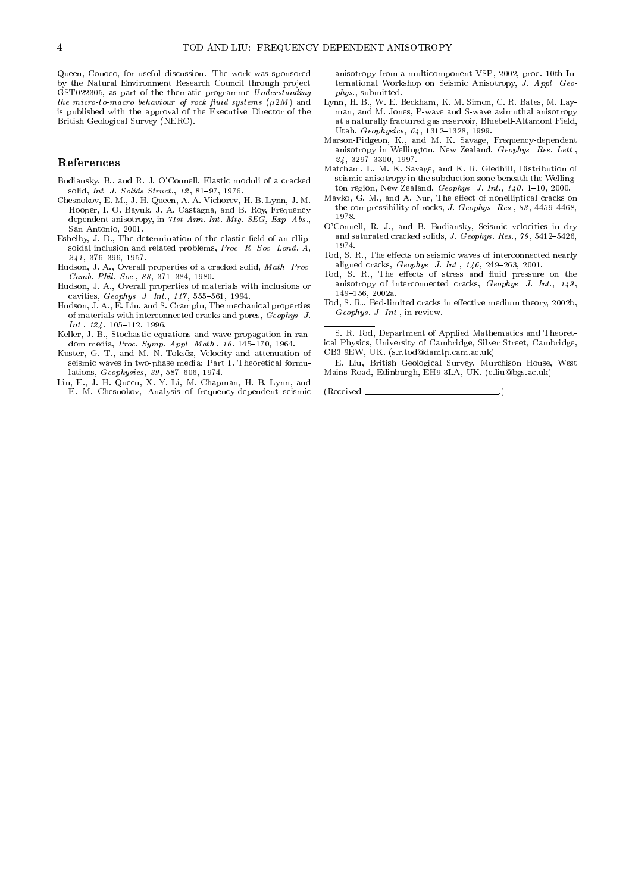Queen, Conoco, for useful discussion. The work was sponsored by the Natural Environment Research Council through project GST022305, as part of the thematic programme *Understanding the micro-to-macro behaviour of rock fluid systems* ($\mu 2M$) and is published with the approval of the Executive Director of the British Geological Survey (NERC).

## References

Budiansky, B., and R. J. O'Connell, Elastic moduli of a cracked solid, *Int. J. Solids Struct.*, *12*, 81–97, 1976.

Chesnokov, E. M., J. H. Queen, A. A. Vichorev, H. B. Lynn, J. M. Hooper, I. O. Bayuk, J. A. Castagna, and B. Roy, Frequency dependent anisotropy, in *71st Ann. Int. Mtg. SEG, Exp. Abs.*, San Antonio, 2001.

Eshelby, J. D., The determination of the elastic field of an ellipsoidal inclusion and related problems, *Proc. R. Soc. Lond. A*, *241*, 376–396, 1957.

Hudson, J. A., Overall properties of a cracked solid, *Math. Proc. Camb. Phil. Soc.*, *88*, 371–384, 1980.

Hudson, J. A., Overall properties of materials with inclusions or cavities, *Geophys. J. Int.*, *117*, 555–561, 1994.

Hudson, J. A., E. Liu, and S. Crampin, The mechanical properties of materials with interconnected cracks and pores, *Geophys. J. Int.*, *124*, 105–112, 1996.

Keller, J. B., Stochastic equations and wave propagation in random media, *Proc. Symp. Appl. Math.*, *16*, 145–170, 1964.

Kuster, G. T., and M. N. Toksöz, Velocity and attenuation of seismic waves in two-phase media: Part 1. Theoretical formulations, *Geophysics*, *39*, 587–606, 1974.

Liu, E., J. H. Queen, X. Y. Li, M. Chapman, H. B. Lynn, and E. M. Chesnokov, Analysis of frequency-dependent seismic anisotropy from a multicomponent VSP, 2002, proc. 10th International Workshop on Seismic Anisotropy, *J. Appl. Geophys.*, submitted.

Lynn, H. B., W. E. Beckham, K. M. Simon, C. R. Bates, M. Layman, and M. Jones, P-wave and S-wave azimuthal anisotropy at a naturally fractured gas reservoir, Bluebell-Altamont Field, Utah, *Geophysics*, *64*, 1312–1328, 1999.

Marson-Pidgeon, K., and M. K. Savage, Frequency-dependent anisotropy in Wellington, New Zealand, *Geophys. Res. Lett.*, *24*, 3297–3300, 1997.

Matcham, I., M. K. Savage, and K. R. Gledhill, Distribution of seismic anisotropy in the subduction zone beneath the Wellington region, New Zealand, *Geophys. J. Int.*, *140*, 1–10, 2000.

Mavko, G. M., and A. Nur, The effect of nonelliptical cracks on the compressibility of rocks, *J. Geophys. Res.*, *83*, 4459–4468, 1978.

O'Connell, R. J., and B. Budiansky, Seismic velocities in dry and saturated cracked solids, *J. Geophys. Res.*, *79*, 5412–5426, 1974.

Tod, S. R., The effects on seismic waves of interconnected nearly aligned cracks, *Geophys. J. Int.*, *146*, 249–263, 2001.

Tod, S. R., The effects of stress and fluid pressure on the anisotropy of interconnected cracks, *Geophys. J. Int.*, *149*, 149–156, 2002a.

Tod, S. R., Bed-limited cracks in effective medium theory, 2002b, *Geophys. J. Int.*, in review.

---

S. R. Tod, Department of Applied Mathematics and Theoretical Physics, University of Cambridge, Silver Street, Cambridge, CB3 9EW, UK. (s.r.tod@damtp.cam.ac.uk)

E. Liu, British Geological Survey, Murchison House, West Mains Road, Edinburgh, EH9 3LA, UK. (e.liu@bgs.ac.uk)

(Received ________________.)